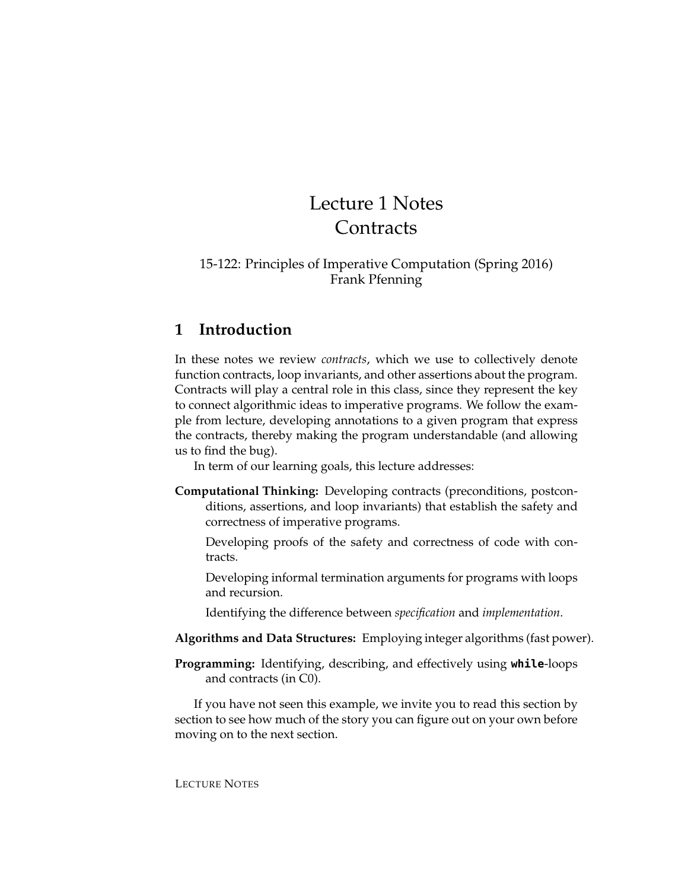# Lecture 1 Notes
# Contracts

15-122: Principles of Imperative Computation (Spring 2016)
Frank Pfenning

## 1 Introduction

In these notes we review *contracts*, which we use to collectively denote function contracts, loop invariants, and other assertions about the program. Contracts will play a central role in this class, since they represent the key to connect algorithmic ideas to imperative programs. We follow the example from lecture, developing annotations to a given program that express the contracts, thereby making the program understandable (and allowing us to find the bug).

In term of our learning goals, this lecture addresses:

**Computational Thinking:** Developing contracts (preconditions, postconditions, assertions, and loop invariants) that establish the safety and correctness of imperative programs.

Developing proofs of the safety and correctness of code with contracts.

Developing informal termination arguments for programs with loops and recursion.

Identifying the difference between *specification* and *implementation*.

**Algorithms and Data Structures:** Employing integer algorithms (fast power).

**Programming:** Identifying, describing, and effectively using **while**-loops and contracts (in C0).

If you have not seen this example, we invite you to read this section by section to see how much of the story you can figure out on your own before moving on to the next section.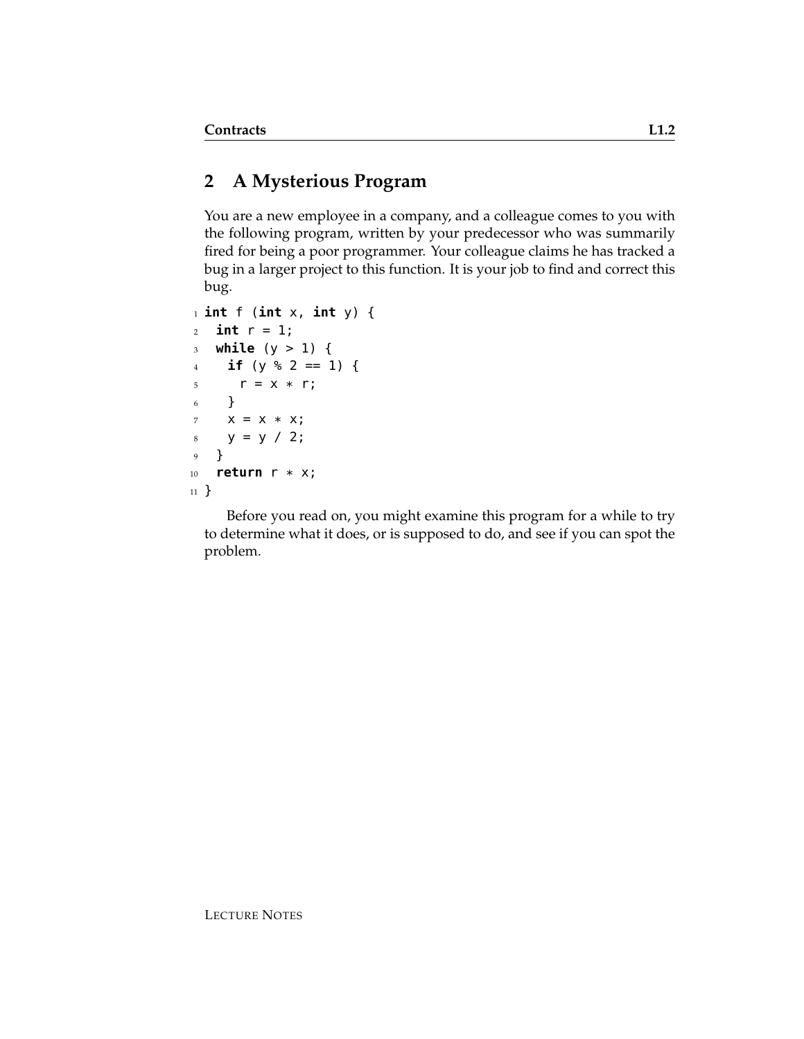## 2 A Mysterious Program

You are a new employee in a company, and a colleague comes to you with the following program, written by your predecessor who was summarily fired for being a poor programmer. Your colleague claims he has tracked a bug in a larger project to this function. It is your job to find and correct this bug.

```
int f (int x, int y) {
  int r = 1;
  while (y > 1) {
    if (y % 2 == 1) {
      r = x * r;
    }
    x = x * x;
    y = y / 2;
  }
  return r * x;
}
```

Before you read on, you might examine this program for a while to try to determine what it does, or is supposed to do, and see if you can spot the problem.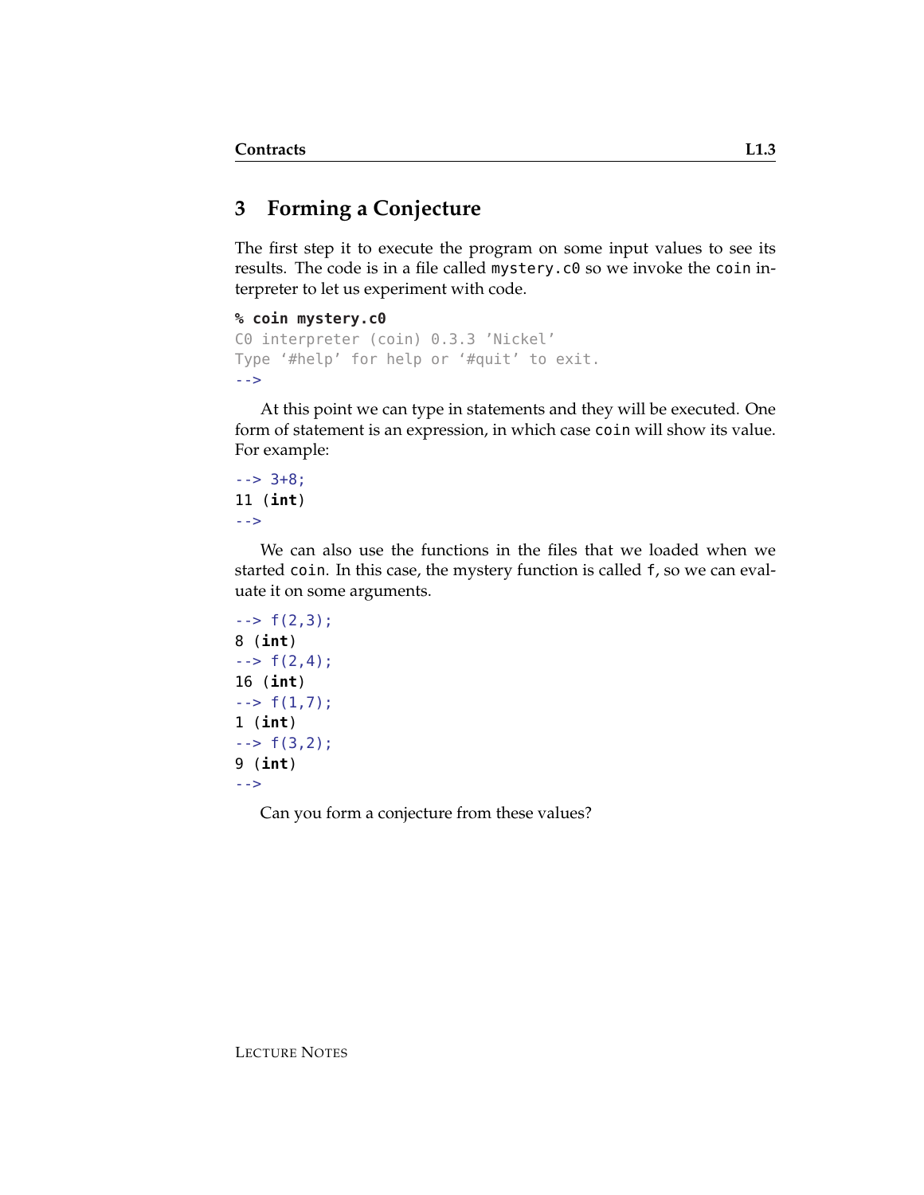## 3 Forming a Conjecture

The first step it to execute the program on some input values to see its results. The code is in a file called `mystery.c0` so we invoke the `coin` interpreter to let us experiment with code.

```
% coin mystery.c0
C0 interpreter (coin) 0.3.3 'Nickel'
Type '#help' for help or '#quit' to exit.
-->
```

At this point we can type in statements and they will be executed. One form of statement is an expression, in which case `coin` will show its value. For example:

```
--> 3+8;
11 (int)
-->
```

We can also use the functions in the files that we loaded when we started `coin`. In this case, the mystery function is called `f`, so we can evaluate it on some arguments.

```
--> f(2,3);
8 (int)
--> f(2,4);
16 (int)
--> f(1,7);
1 (int)
--> f(3,2);
9 (int)
-->
```

Can you form a conjecture from these values?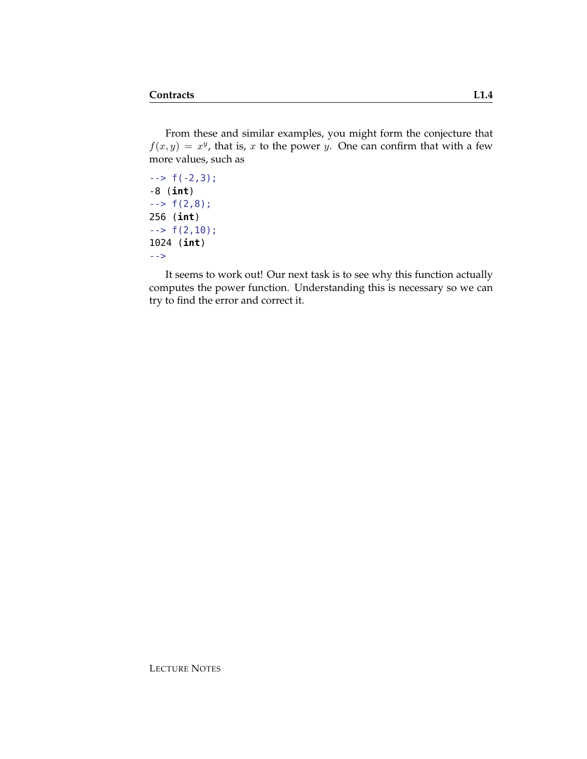From these and similar examples, you might form the conjecture that $f(x, y) = x^y$, that is, $x$ to the power $y$. One can confirm that with a few more values, such as

```
--> f(-2,3);
-8 (int)
--> f(2,8);
256 (int)
--> f(2,10);
1024 (int)
-->
```

It seems to work out! Our next task is to see why this function actually computes the power function. Understanding this is necessary so we can try to find the error and correct it.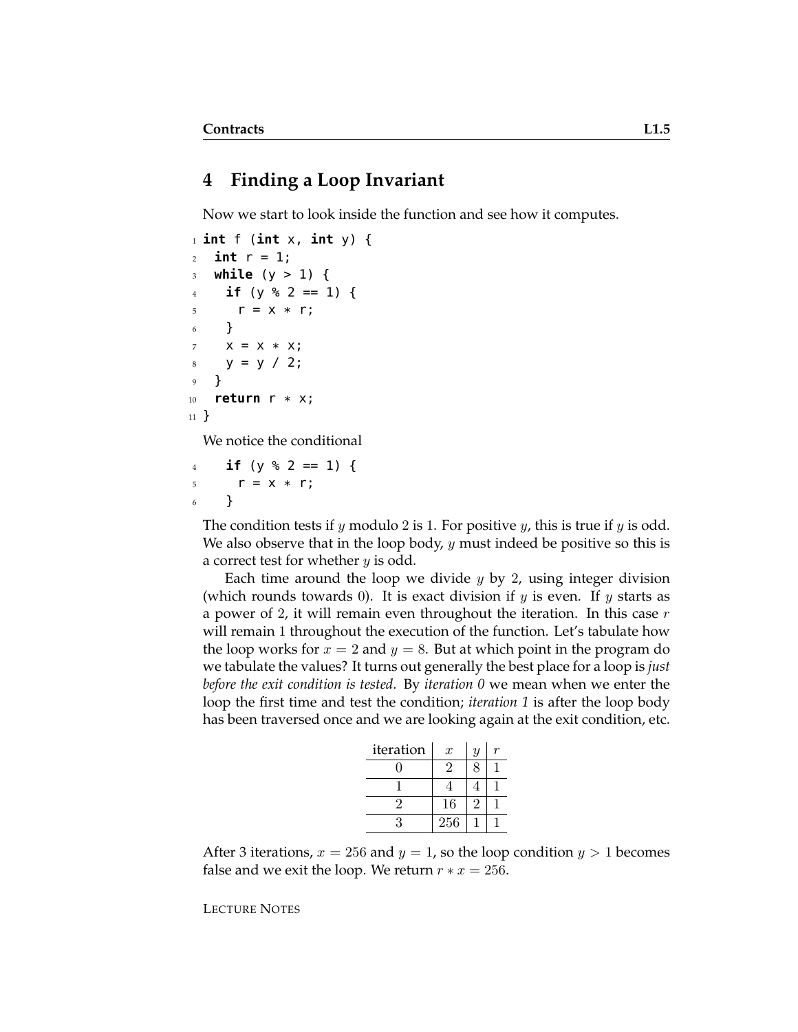## 4 Finding a Loop Invariant

Now we start to look inside the function and see how it computes.

```
1  int f (int x, int y) {
2    int r = 1;
3    while (y > 1) {
4      if (y % 2 == 1) {
5        r = x * r;
6      }
7      x = x * x;
8      y = y / 2;
9    }
10   return r * x;
11 }
```

We notice the conditional

```
4      if (y % 2 == 1) {
5        r = x * r;
6      }
```

The condition tests if $y$ modulo 2 is 1. For positive $y$, this is true if $y$ is odd. We also observe that in the loop body, $y$ must indeed be positive so this is a correct test for whether $y$ is odd.

Each time around the loop we divide $y$ by 2, using integer division (which rounds towards 0). It is exact division if $y$ is even. If $y$ starts as a power of 2, it will remain even throughout the iteration. In this case $r$ will remain 1 throughout the execution of the function. Let's tabulate how the loop works for $x = 2$ and $y = 8$. But at which point in the program do we tabulate the values? It turns out generally the best place for a loop is *just before the exit condition is tested*. By *iteration 0* we mean when we enter the loop the first time and test the condition; *iteration 1* is after the loop body has been traversed once and we are looking again at the exit condition, etc.

| iteration | $x$ | $y$ | $r$ |
|---|---|---|---|
| 0 | 2 | 8 | 1 |
| 1 | 4 | 4 | 1 |
| 2 | 16 | 2 | 1 |
| 3 | 256 | 1 | 1 |

After 3 iterations, $x = 256$ and $y = 1$, so the loop condition $y > 1$ becomes false and we exit the loop. We return $r * x = 256$.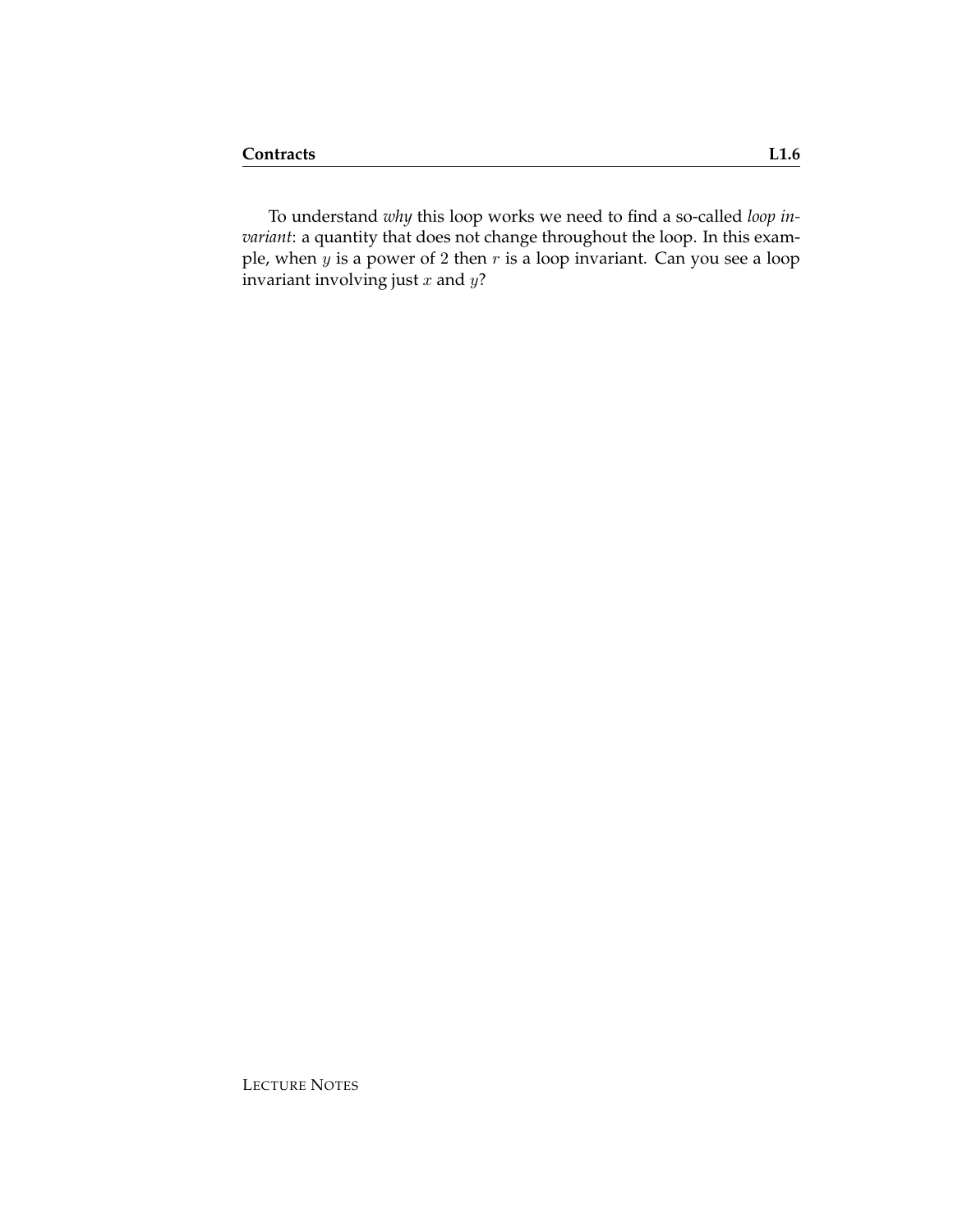To understand *why* this loop works we need to find a so-called *loop invariant*: a quantity that does not change throughout the loop. In this example, when $y$ is a power of $2$ then $r$ is a loop invariant. Can you see a loop invariant involving just $x$ and $y$?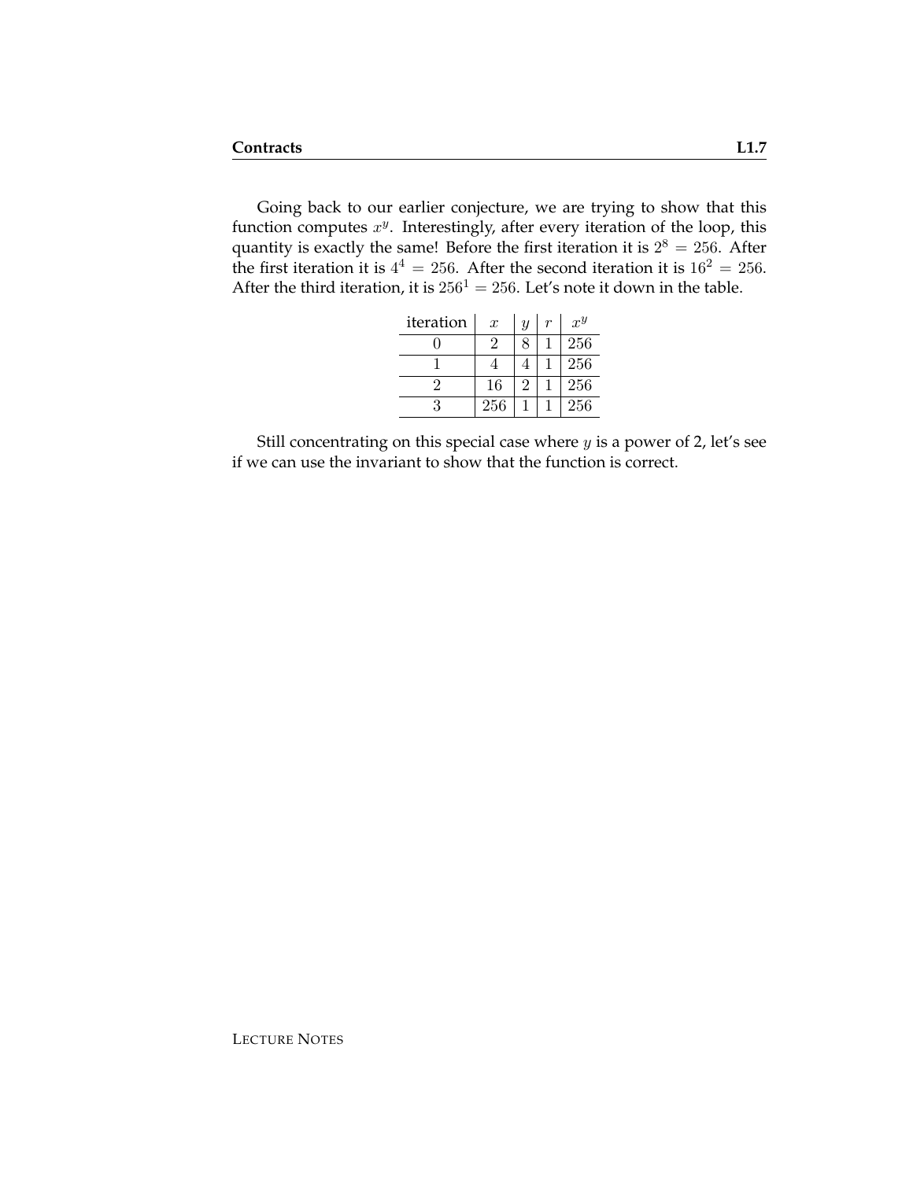Going back to our earlier conjecture, we are trying to show that this function computes $x^y$. Interestingly, after every iteration of the loop, this quantity is exactly the same! Before the first iteration it is $2^8 = 256$. After the first iteration it is $4^4 = 256$. After the second iteration it is $16^2 = 256$. After the third iteration, it is $256^1 = 256$. Let's note it down in the table.

| iteration | $x$ | $y$ | $r$ | $x^y$ |
|---|---|---|---|---|
| 0 | 2 | 8 | 1 | 256 |
| 1 | 4 | 4 | 1 | 256 |
| 2 | 16 | 2 | 1 | 256 |
| 3 | 256 | 1 | 1 | 256 |

Still concentrating on this special case where $y$ is a power of 2, let's see if we can use the invariant to show that the function is correct.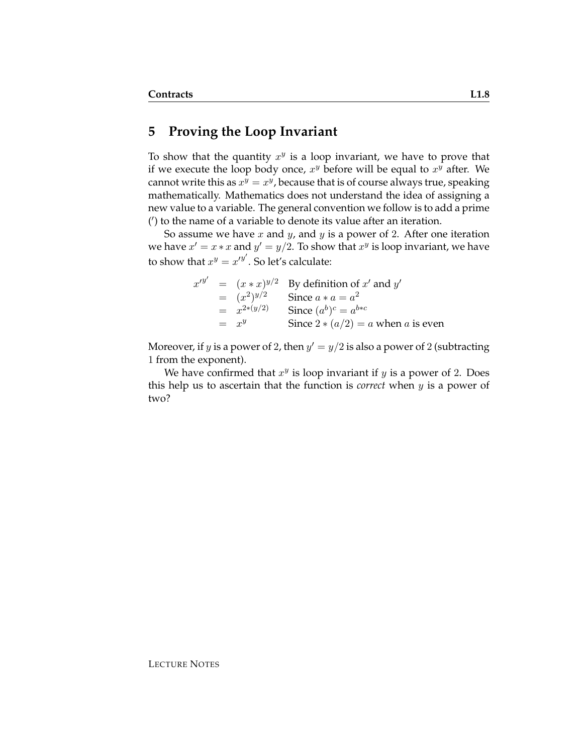## 5 Proving the Loop Invariant

To show that the quantity $x^y$ is a loop invariant, we have to prove that if we execute the loop body once, $x^y$ before will be equal to $x^y$ after. We cannot write this as $x^y = x^y$, because that is of course always true, speaking mathematically. Mathematics does not understand the idea of assigning a new value to a variable. The general convention we follow is to add a prime ($'$) to the name of a variable to denote its value after an iteration.

So assume we have $x$ and $y$, and $y$ is a power of 2. After one iteration we have $x' = x * x$ and $y' = y/2$. To show that $x^y$ is loop invariant, we have to show that $x^y = x'^{y'}$. So let's calculate:

$$
\begin{array}{rcll}
x'^{y'} & = & (x * x)^{y/2} & \text{By definition of } x' \text{ and } y' \\
& = & (x^2)^{y/2} & \text{Since } a * a = a^2 \\
& = & x^{2*(y/2)} & \text{Since } (a^b)^c = a^{b*c} \\
& = & x^y & \text{Since } 2 * (a/2) = a \text{ when } a \text{ is even}
\end{array}
$$

Moreover, if $y$ is a power of 2, then $y' = y/2$ is also a power of 2 (subtracting 1 from the exponent).

We have confirmed that $x^y$ is loop invariant if $y$ is a power of 2. Does this help us to ascertain that the function is *correct* when $y$ is a power of two?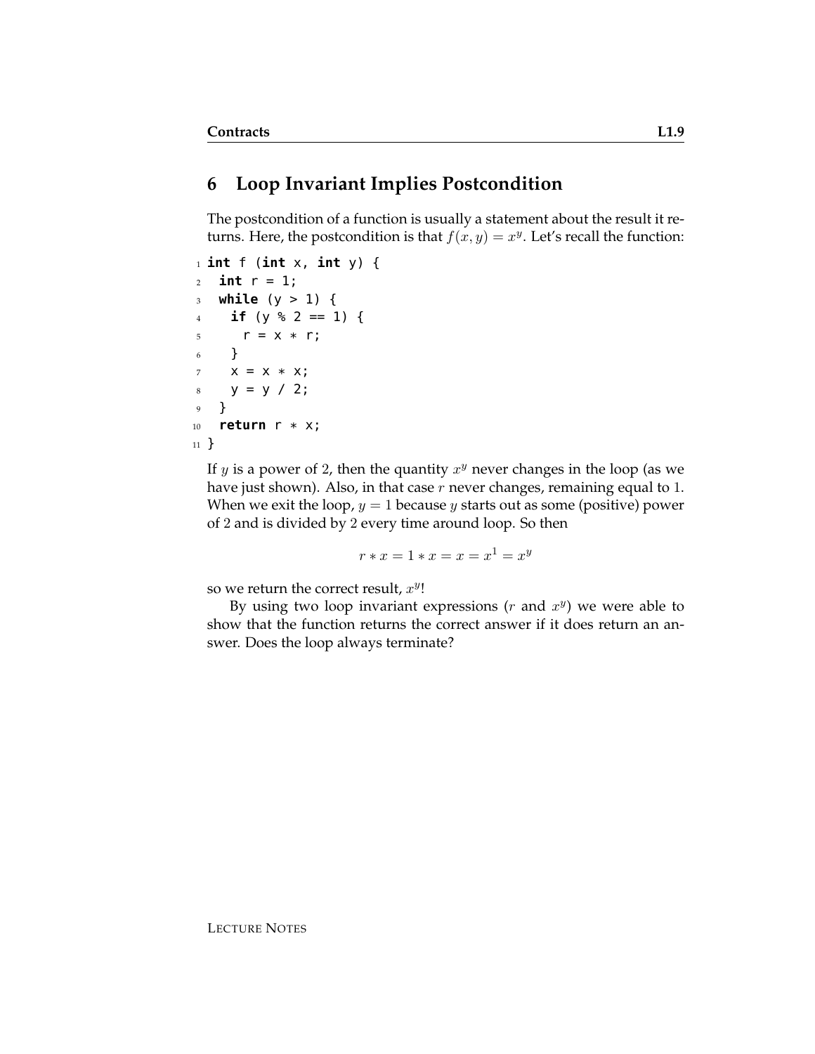## 6 Loop Invariant Implies Postcondition

The postcondition of a function is usually a statement about the result it returns. Here, the postcondition is that $f(x, y) = x^y$. Let's recall the function:

```
1 int f (int x, int y) {
2   int r = 1;
3   while (y > 1) {
4     if (y % 2 == 1) {
5       r = x * r;
6     }
7     x = x * x;
8     y = y / 2;
9   }
10  return r * x;
11 }
```

If $y$ is a power of 2, then the quantity $x^y$ never changes in the loop (as we have just shown). Also, in that case $r$ never changes, remaining equal to 1. When we exit the loop, $y = 1$ because $y$ starts out as some (positive) power of 2 and is divided by 2 every time around loop. So then

$$r * x = 1 * x = x = x^1 = x^y$$

so we return the correct result, $x^y$!

By using two loop invariant expressions ($r$ and $x^y$) we were able to show that the function returns the correct answer if it does return an answer. Does the loop always terminate?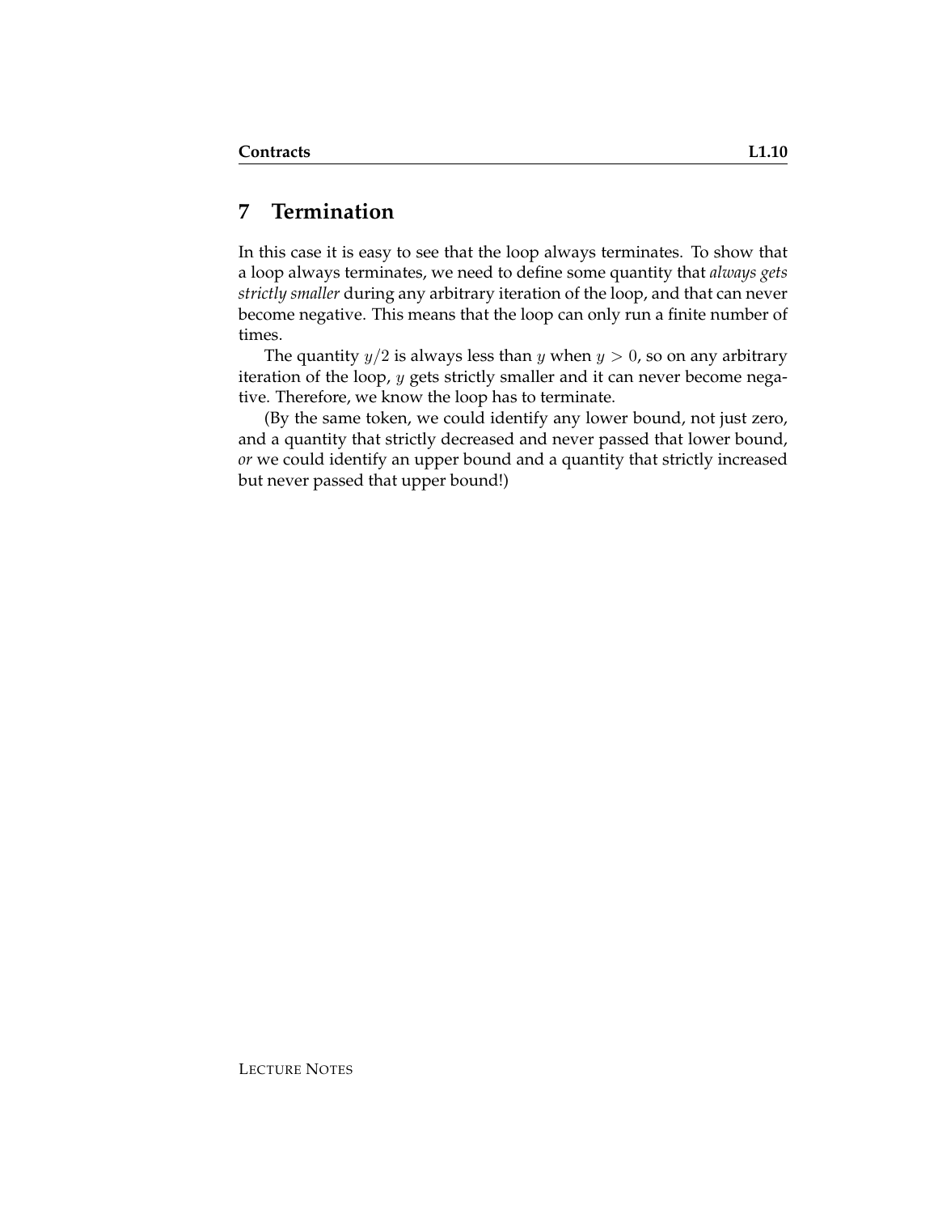## 7 Termination

In this case it is easy to see that the loop always terminates. To show that a loop always terminates, we need to define some quantity that *always gets strictly smaller* during any arbitrary iteration of the loop, and that can never become negative. This means that the loop can only run a finite number of times.

The quantity $y/2$ is always less than $y$ when $y > 0$, so on any arbitrary iteration of the loop, $y$ gets strictly smaller and it can never become negative. Therefore, we know the loop has to terminate.

(By the same token, we could identify any lower bound, not just zero, and a quantity that strictly decreased and never passed that lower bound, *or* we could identify an upper bound and a quantity that strictly increased but never passed that upper bound!)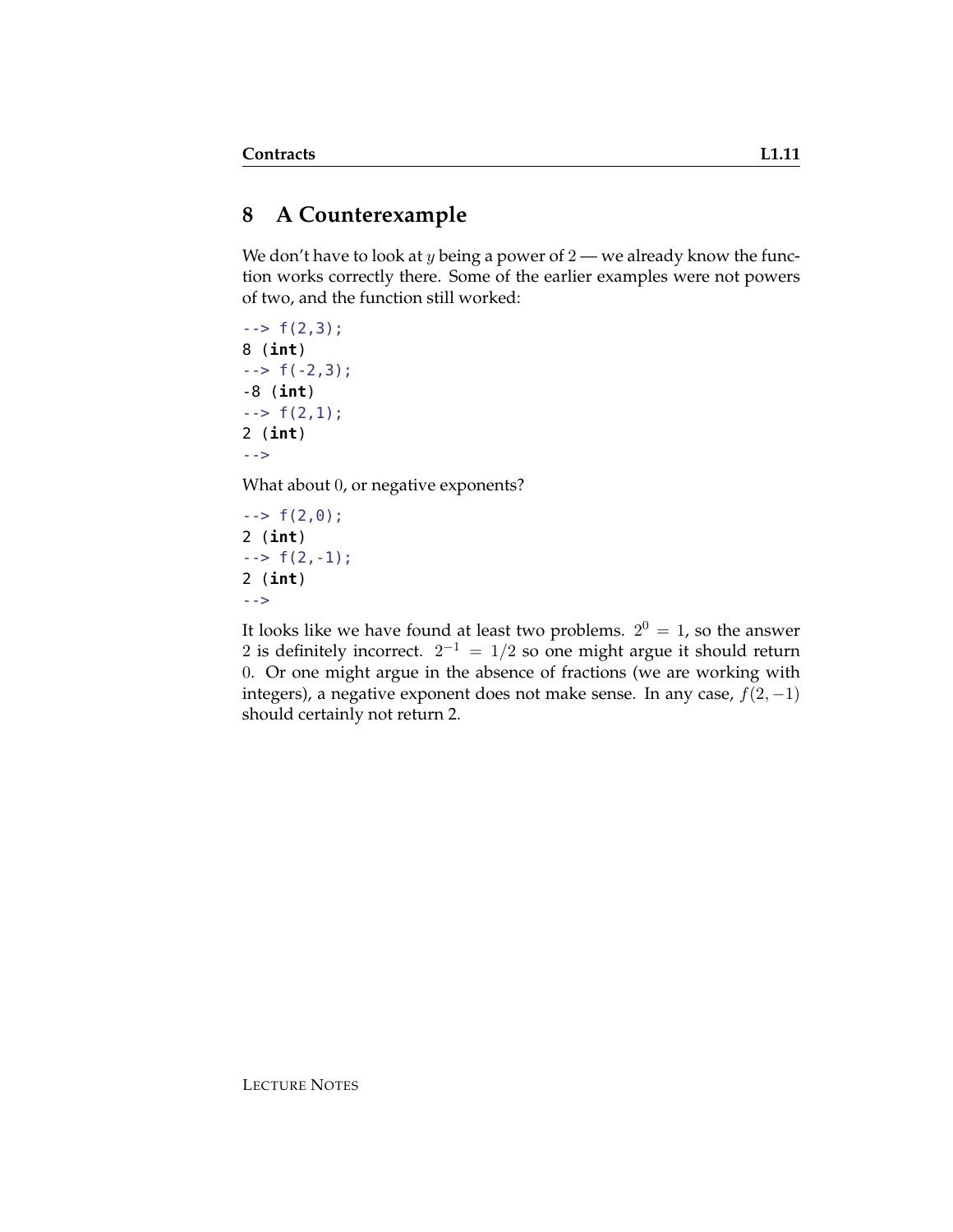## 8 A Counterexample

We don't have to look at $y$ being a power of $2$ — we already know the function works correctly there. Some of the earlier examples were not powers of two, and the function still worked:

```
--> f(2,3);
8 (int)
--> f(-2,3);
-8 (int)
--> f(2,1);
2 (int)
-->
```

What about $0$, or negative exponents?

```
--> f(2,0);
2 (int)
--> f(2,-1);
2 (int)
-->
```

It looks like we have found at least two problems. $2^0 = 1$, so the answer $2$ is definitely incorrect. $2^{-1} = 1/2$ so one might argue it should return $0$. Or one might argue in the absence of fractions (we are working with integers), a negative exponent does not make sense. In any case, $f(2, -1)$ should certainly not return 2.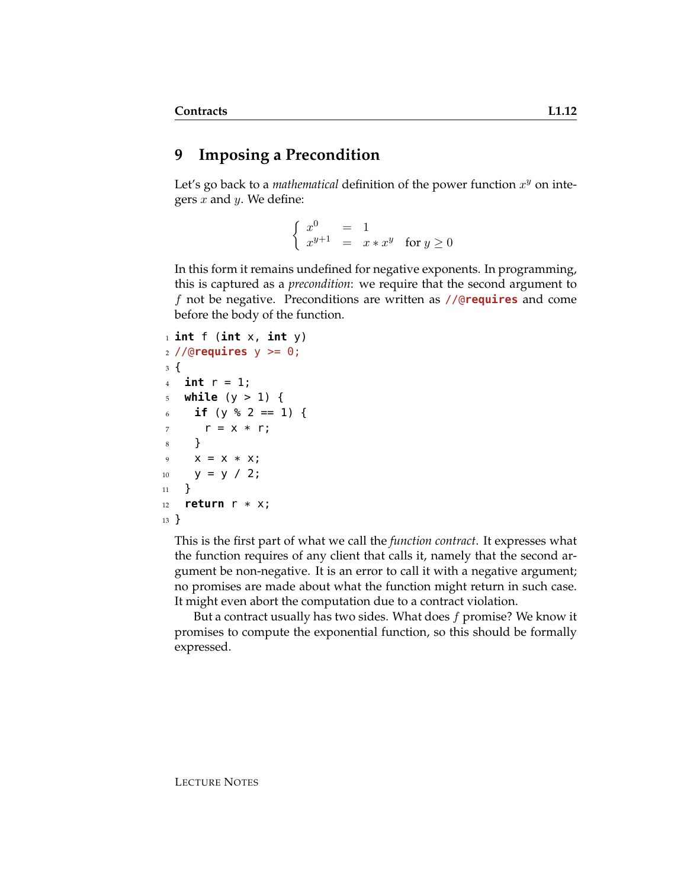## 9 Imposing a Precondition

Let's go back to a *mathematical* definition of the power function $x^y$ on integers $x$ and $y$. We define:

$$\begin{cases} x^0 & = & 1 \\ x^{y+1} & = & x * x^y \quad \text{for } y \geq 0 \end{cases}$$

In this form it remains undefined for negative exponents. In programming, this is captured as a *precondition*: we require that the second argument to $f$ not be negative. Preconditions are written as **//@requires** and come before the body of the function.

```
int f (int x, int y)
//@requires y >= 0;
{
  int r = 1;
  while (y > 1) {
    if (y % 2 == 1) {
      r = x * r;
    }
    x = x * x;
    y = y / 2;
  }
  return r * x;
}
```

This is the first part of what we call the *function contract*. It expresses what the function requires of any client that calls it, namely that the second argument be non-negative. It is an error to call it with a negative argument; no promises are made about what the function might return in such case. It might even abort the computation due to a contract violation.

But a contract usually has two sides. What does $f$ promise? We know it promises to compute the exponential function, so this should be formally expressed.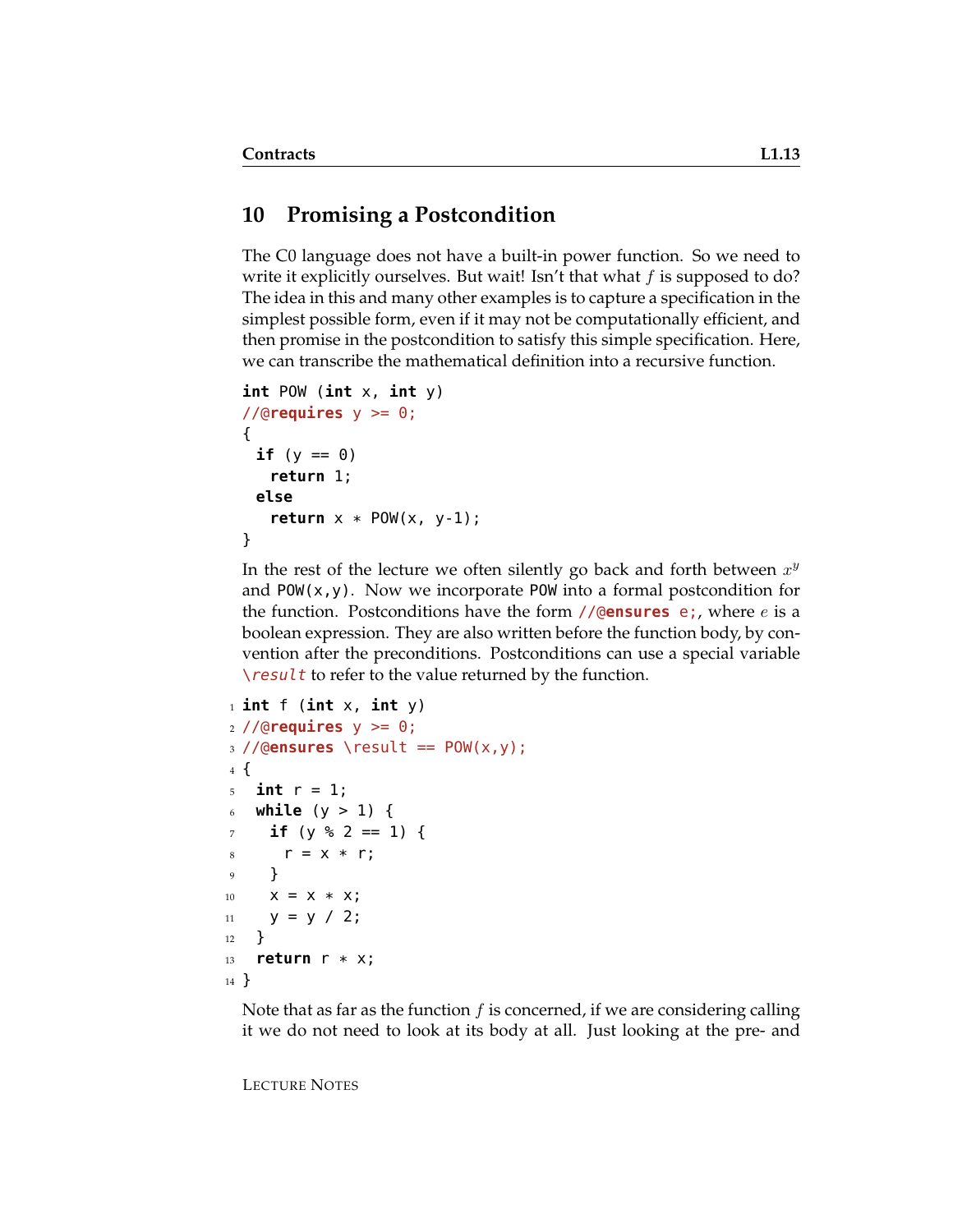## 10 Promising a Postcondition

The C0 language does not have a built-in power function. So we need to write it explicitly ourselves. But wait! Isn't that what $f$ is supposed to do? The idea in this and many other examples is to capture a specification in the simplest possible form, even if it may not be computationally efficient, and then promise in the postcondition to satisfy this simple specification. Here, we can transcribe the mathematical definition into a recursive function.

```
int POW (int x, int y)
//@requires y >= 0;
{
  if (y == 0)
    return 1;
  else
    return x * POW(x, y-1);
}
```

In the rest of the lecture we often silently go back and forth between $x^y$ and `POW(x,y)`. Now we incorporate `POW` into a formal postcondition for the function. Postconditions have the form `//@ensures e;`, where $e$ is a boolean expression. They are also written before the function body, by convention after the preconditions. Postconditions can use a special variable `\result` to refer to the value returned by the function.

```
1  int f (int x, int y)
2  //@requires y >= 0;
3  //@ensures \result == POW(x,y);
4  {
5    int r = 1;
6    while (y > 1) {
7      if (y % 2 == 1) {
8        r = x * r;
9      }
10     x = x * x;
11     y = y / 2;
12   }
13   return r * x;
14 }
```

Note that as far as the function $f$ is concerned, if we are considering calling it we do not need to look at its body at all. Just looking at the pre- and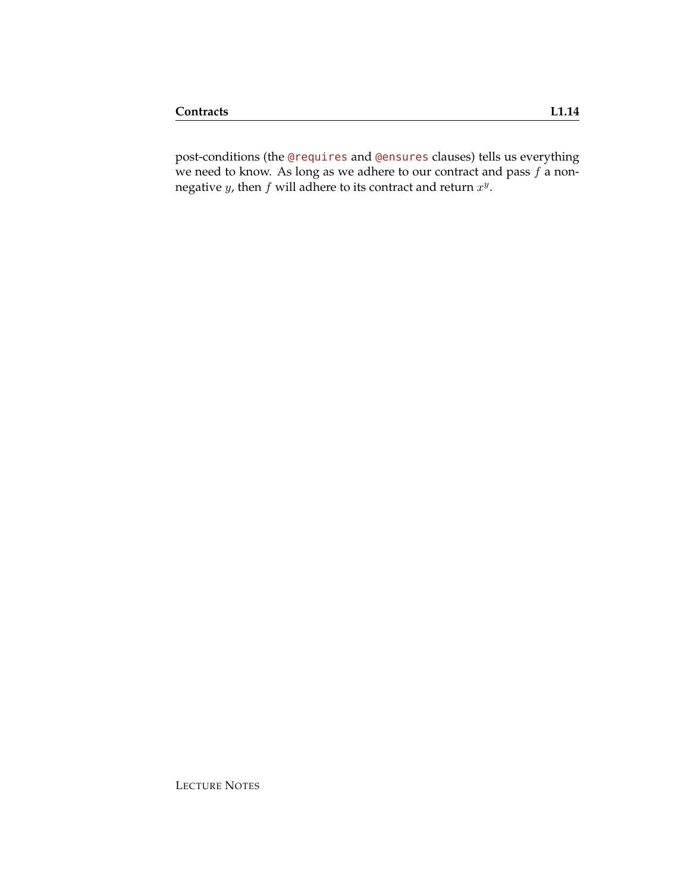post-conditions (the `@requires` and `@ensures` clauses) tells us everything we need to know. As long as we adhere to our contract and pass $f$ a non-negative $y$, then $f$ will adhere to its contract and return $x^y$.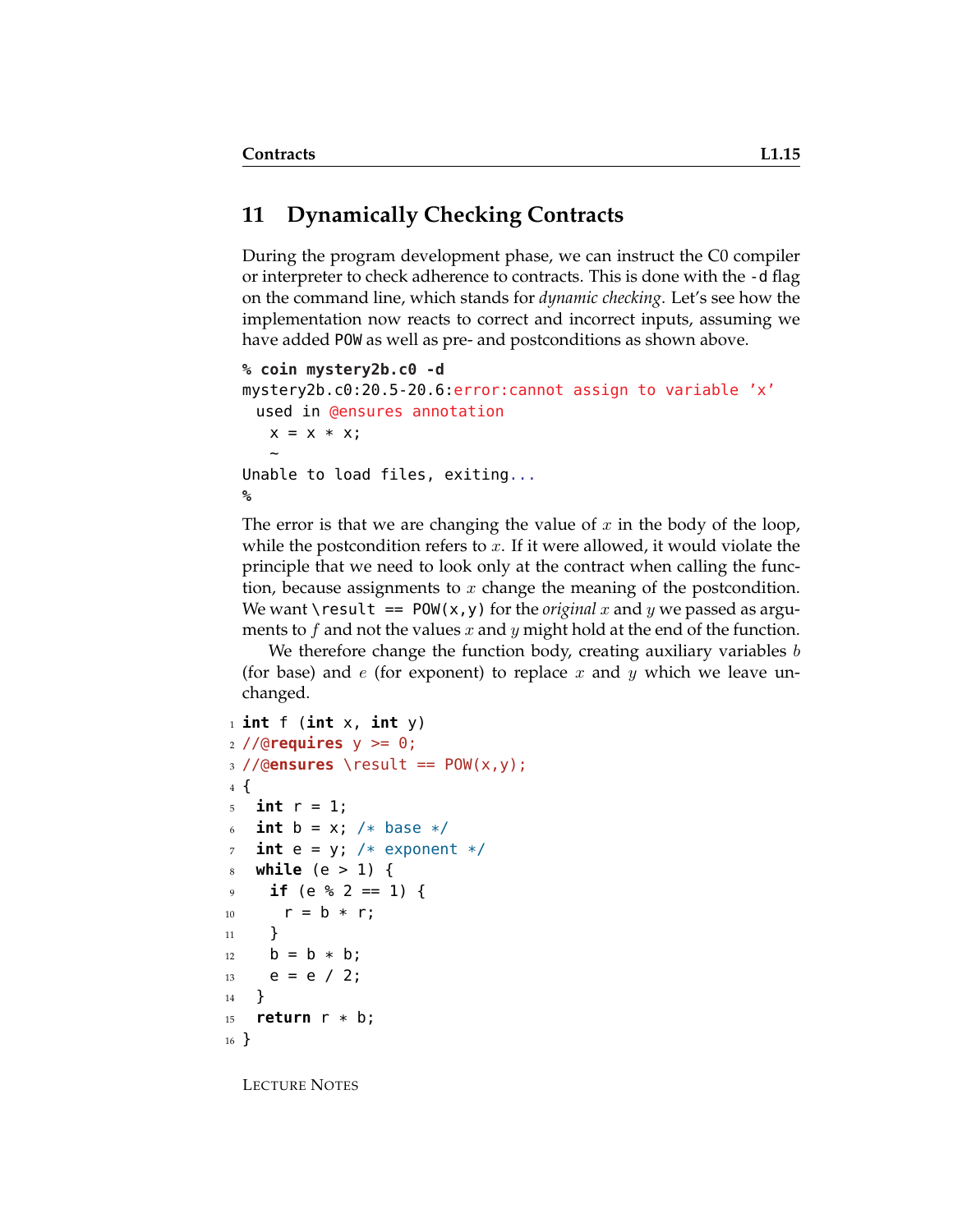## 11 Dynamically Checking Contracts

During the program development phase, we can instruct the C0 compiler or interpreter to check adherence to contracts. This is done with the `-d` flag on the command line, which stands for *dynamic checking*. Let's see how the implementation now reacts to correct and incorrect inputs, assuming we have added `POW` as well as pre- and postconditions as shown above.

```
% coin mystery2b.c0 -d
mystery2b.c0:20.5-20.6:error:cannot assign to variable 'x'
  used in @ensures annotation
    x = x * x;
    ~
Unable to load files, exiting...
%
```

The error is that we are changing the value of $x$ in the body of the loop, while the postcondition refers to $x$. If it were allowed, it would violate the principle that we need to look only at the contract when calling the function, because assignments to $x$ change the meaning of the postcondition. We want `\result == POW(x,y)` for the *original* $x$ and $y$ we passed as arguments to $f$ and not the values $x$ and $y$ might hold at the end of the function.

We therefore change the function body, creating auxiliary variables $b$ (for base) and $e$ (for exponent) to replace $x$ and $y$ which we leave unchanged.

```
1  int f (int x, int y)
2  //@requires y >= 0;
3  //@ensures \result == POW(x,y);
4  {
5    int r = 1;
6    int b = x; /* base */
7    int e = y; /* exponent */
8    while (e > 1) {
9      if (e % 2 == 1) {
10       r = b * r;
11     }
12     b = b * b;
13     e = e / 2;
14   }
15   return r * b;
16 }
```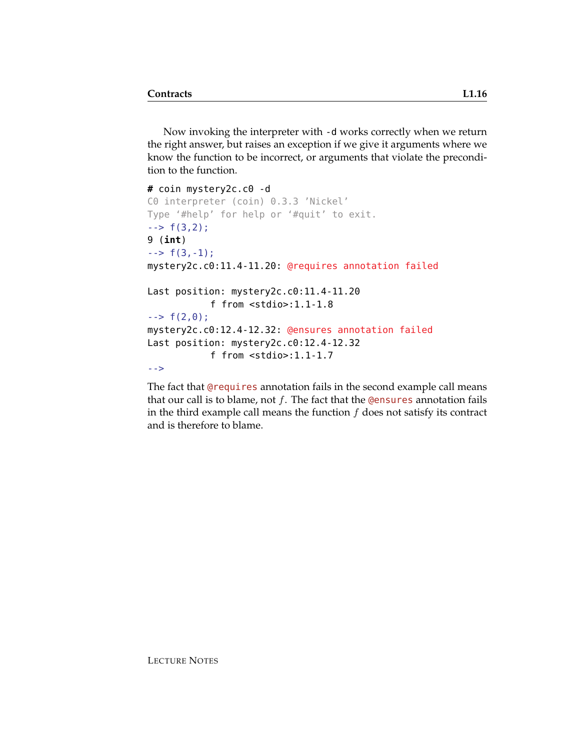Now invoking the interpreter with `-d` works correctly when we return the right answer, but raises an exception if we give it arguments where we know the function to be incorrect, or arguments that violate the precondition to the function.

```
# coin mystery2c.c0 -d
C0 interpreter (coin) 0.3.3 'Nickel'
Type '#help' for help or '#quit' to exit.
--> f(3,2);
9 (int)
--> f(3,-1);
mystery2c.c0:11.4-11.20: @requires annotation failed

Last position: mystery2c.c0:11.4-11.20
           f from <stdio>:1.1-1.8
--> f(2,0);
mystery2c.c0:12.4-12.32: @ensures annotation failed
Last position: mystery2c.c0:12.4-12.32
           f from <stdio>:1.1-1.7
-->
```

The fact that `@requires` annotation fails in the second example call means that our call is to blame, not $f$. The fact that the `@ensures` annotation fails in the third example call means the function $f$ does not satisfy its contract and is therefore to blame.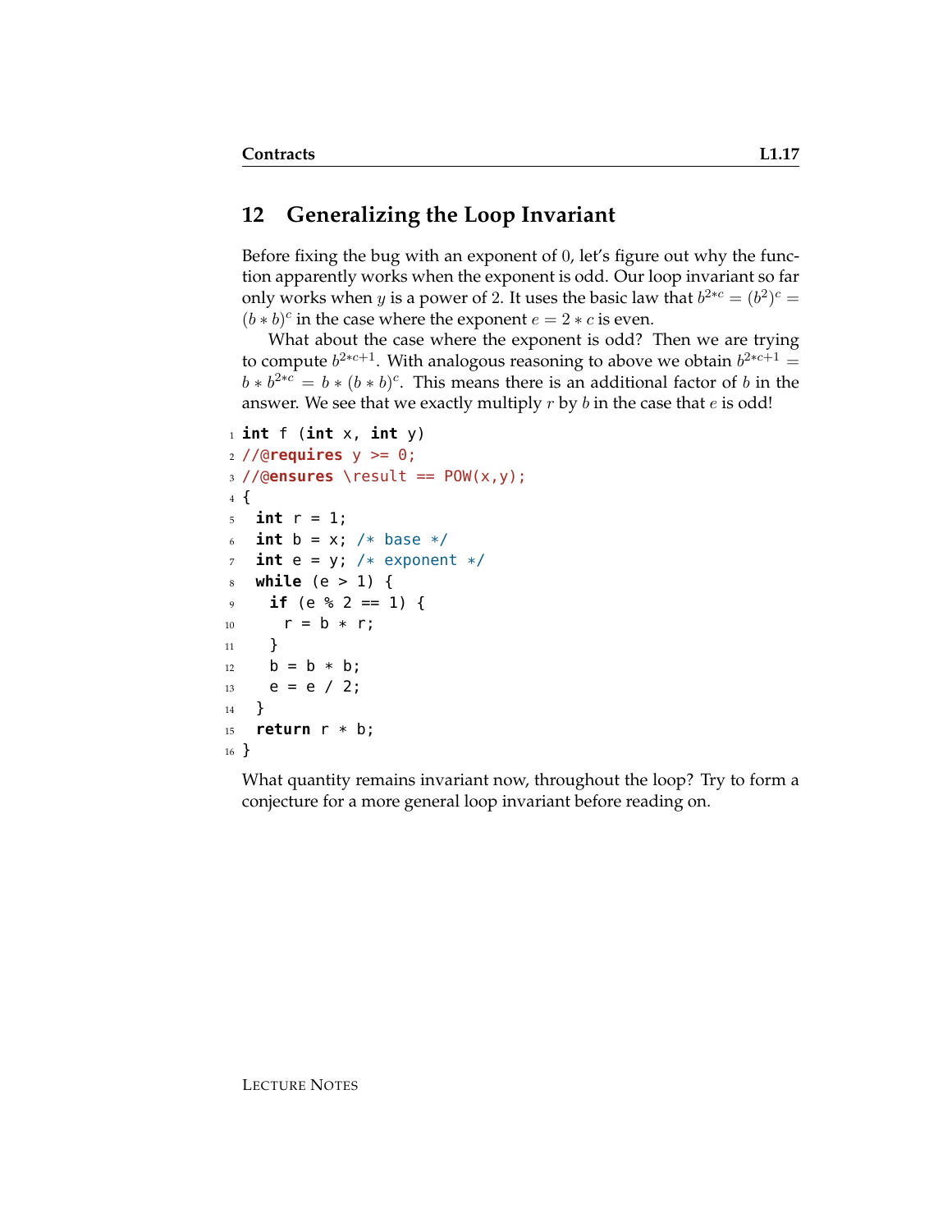## 12 Generalizing the Loop Invariant

Before fixing the bug with an exponent of $0$, let's figure out why the function apparently works when the exponent is odd. Our loop invariant so far only works when $y$ is a power of $2$. It uses the basic law that $b^{2*c} = (b^2)^c = (b*b)^c$ in the case where the exponent $e = 2*c$ is even.

What about the case where the exponent is odd? Then we are trying to compute $b^{2*c+1}$. With analogous reasoning to above we obtain $b^{2*c+1} = b*b^{2*c} = b*(b*b)^c$. This means there is an additional factor of $b$ in the answer. We see that we exactly multiply $r$ by $b$ in the case that $e$ is odd!

```
1  int f (int x, int y)
2  //@requires y >= 0;
3  //@ensures \result == POW(x,y);
4  {
5    int r = 1;
6    int b = x; /* base */
7    int e = y; /* exponent */
8    while (e > 1) {
9      if (e % 2 == 1) {
10       r = b * r;
11     }
12     b = b * b;
13     e = e / 2;
14   }
15   return r * b;
16 }
```

What quantity remains invariant now, throughout the loop? Try to form a conjecture for a more general loop invariant before reading on.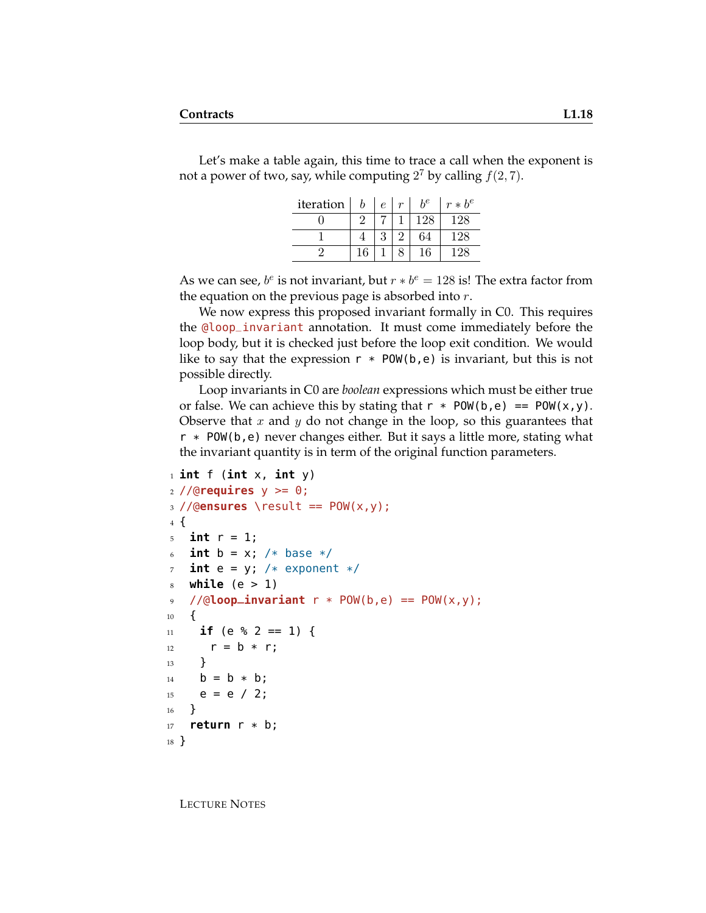Let's make a table again, this time to trace a call when the exponent is not a power of two, say, while computing $2^7$ by calling $f(2, 7)$.

| iteration | $b$ | $e$ | $r$ | $b^e$ | $r * b^e$ |
|---|---|---|---|---|---|
| 0 | 2 | 7 | 1 | 128 | 128 |
| 1 | 4 | 3 | 2 | 64 | 128 |
| 2 | 16 | 1 | 8 | 16 | 128 |

As we can see, $b^e$ is not invariant, but $r * b^e = 128$ is! The extra factor from the equation on the previous page is absorbed into $r$.

We now express this proposed invariant formally in C0. This requires the `@loop_invariant` annotation. It must come immediately before the loop body, but it is checked just before the loop exit condition. We would like to say that the expression `r * POW(b,e)` is invariant, but this is not possible directly.

Loop invariants in C0 are *boolean* expressions which must be either true or false. We can achieve this by stating that `r * POW(b,e) == POW(x,y)`. Observe that $x$ and $y$ do not change in the loop, so this guarantees that `r * POW(b,e)` never changes either. But it says a little more, stating what the invariant quantity is in term of the original function parameters.

```
int f (int x, int y)
//@requires y >= 0;
//@ensures \result == POW(x,y);
{
  int r = 1;
  int b = x; /* base */
  int e = y; /* exponent */
  while (e > 1)
  //@loop_invariant r * POW(b,e) == POW(x,y);
  {
    if (e % 2 == 1) {
      r = b * r;
    }
    b = b * b;
    e = e / 2;
  }
  return r * b;
}
```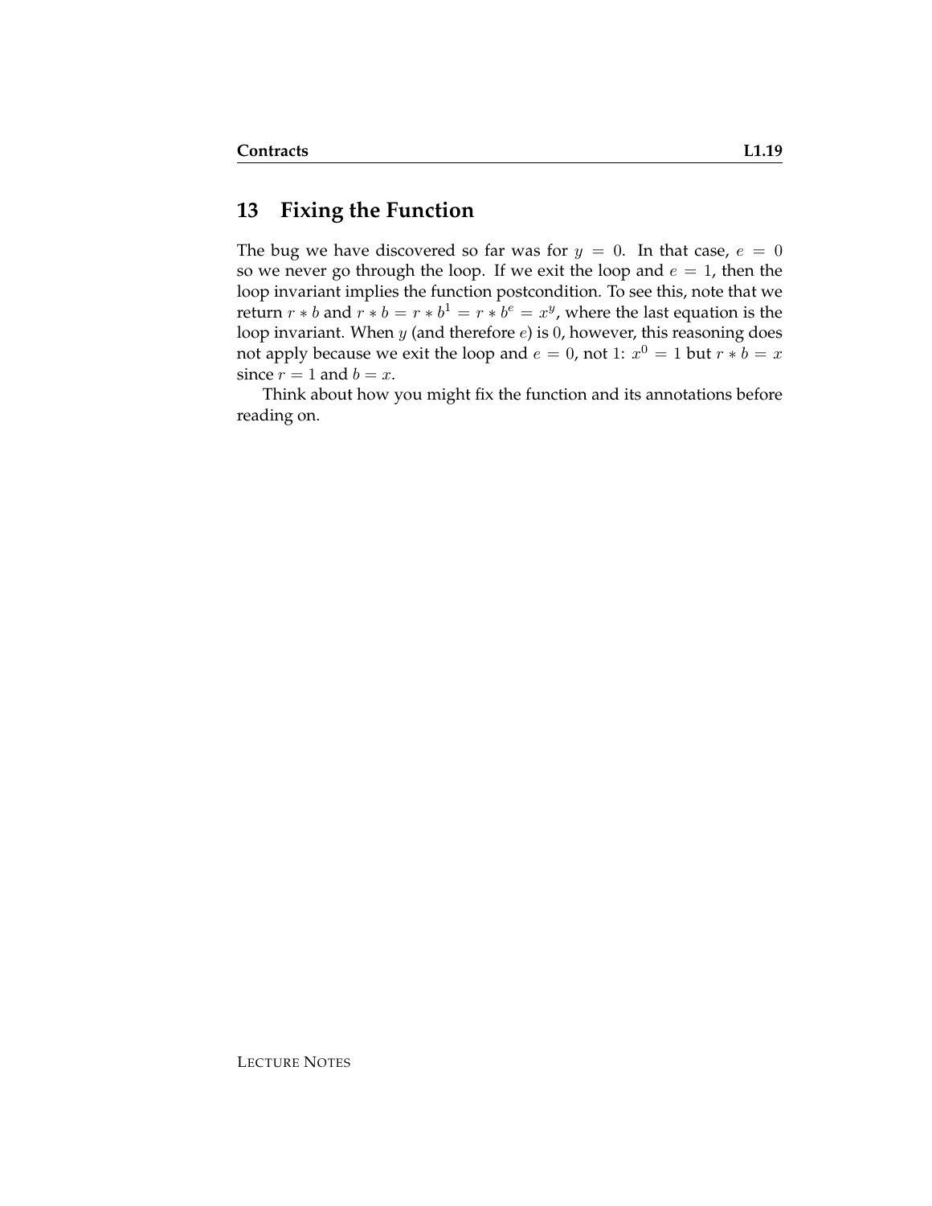## 13 Fixing the Function

The bug we have discovered so far was for $y = 0$. In that case, $e = 0$ so we never go through the loop. If we exit the loop and $e = 1$, then the loop invariant implies the function postcondition. To see this, note that we return $r * b$ and $r * b = r * b^1 = r * b^e = x^y$, where the last equation is the loop invariant. When $y$ (and therefore $e$) is $0$, however, this reasoning does not apply because we exit the loop and $e = 0$, not $1$: $x^0 = 1$ but $r * b = x$ since $r = 1$ and $b = x$.

Think about how you might fix the function and its annotations before reading on.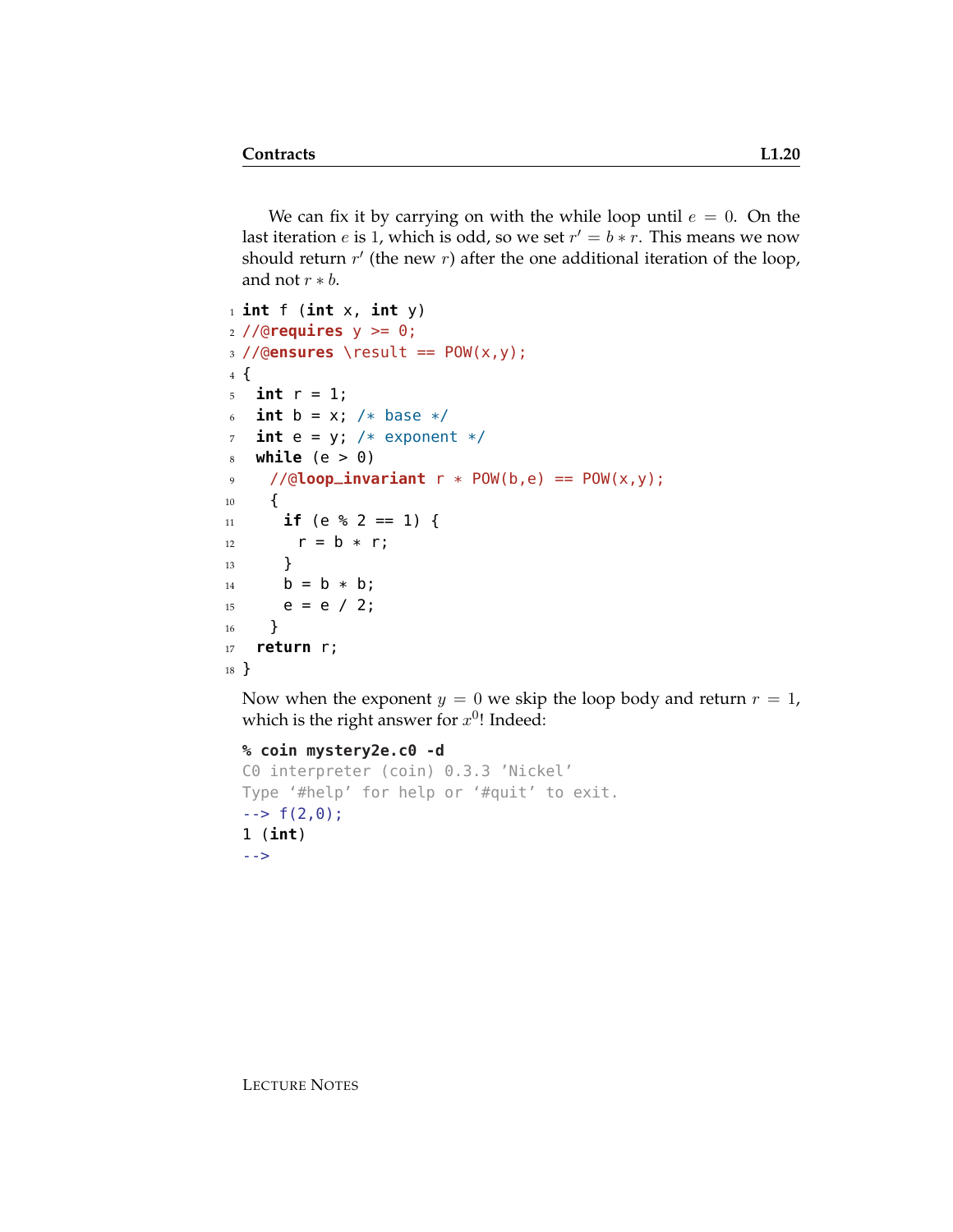We can fix it by carrying on with the while loop until $e = 0$. On the last iteration $e$ is 1, which is odd, so we set $r' = b * r$. This means we now should return $r'$ (the new $r$) after the one additional iteration of the loop, and not $r * b$.

```
1  int f (int x, int y)
2  //@requires y >= 0;
3  //@ensures \result == POW(x,y);
4  {
5    int r = 1;
6    int b = x; /* base */
7    int e = y; /* exponent */
8    while (e > 0)
9      //@loop_invariant r * POW(b,e) == POW(x,y);
10     {
11       if (e % 2 == 1) {
12         r = b * r;
13       }
14       b = b * b;
15       e = e / 2;
16     }
17   return r;
18 }
```

Now when the exponent $y = 0$ we skip the loop body and return $r = 1$, which is the right answer for $x^0$! Indeed:

```
% coin mystery2e.c0 -d
C0 interpreter (coin) 0.3.3 'Nickel'
Type '#help' for help or '#quit' to exit.
--> f(2,0);
1 (int)
-->
```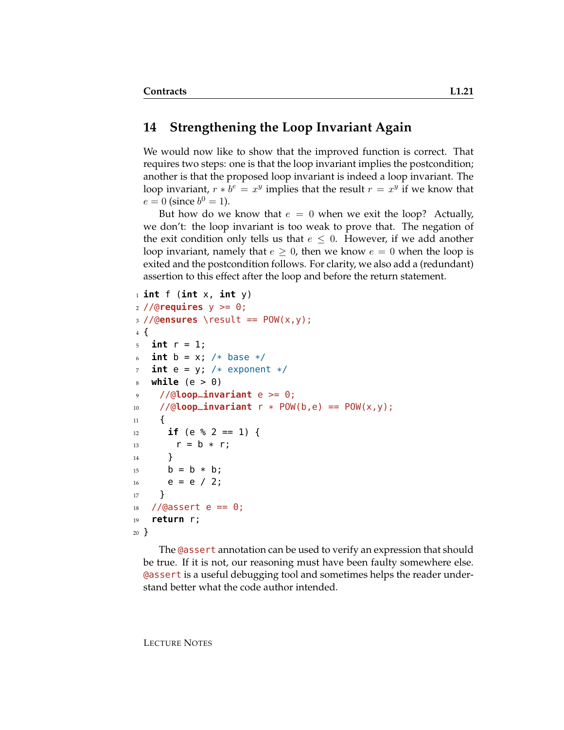## 14 Strengthening the Loop Invariant Again

We would now like to show that the improved function is correct. That requires two steps: one is that the loop invariant implies the postcondition; another is that the proposed loop invariant is indeed a loop invariant. The loop invariant, $r * b^e = x^y$ implies that the result $r = x^y$ if we know that $e = 0$ (since $b^0 = 1$).

But how do we know that $e = 0$ when we exit the loop? Actually, we don't: the loop invariant is too weak to prove that. The negation of the exit condition only tells us that $e \leq 0$. However, if we add another loop invariant, namely that $e \geq 0$, then we know $e = 0$ when the loop is exited and the postcondition follows. For clarity, we also add a (redundant) assertion to this effect after the loop and before the return statement.

```
1  int f (int x, int y)
2  //@requires y >= 0;
3  //@ensures \result == POW(x,y);
4  {
5    int r = 1;
6    int b = x; /* base */
7    int e = y; /* exponent */
8    while (e > 0)
9      //@loop_invariant e >= 0;
10     //@loop_invariant r * POW(b,e) == POW(x,y);
11     {
12       if (e % 2 == 1) {
13         r = b * r;
14       }
15       b = b * b;
16       e = e / 2;
17     }
18   //@assert e == 0;
19   return r;
20 }
```

The `@assert` annotation can be used to verify an expression that should be true. If it is not, our reasoning must have been faulty somewhere else. `@assert` is a useful debugging tool and sometimes helps the reader understand better what the code author intended.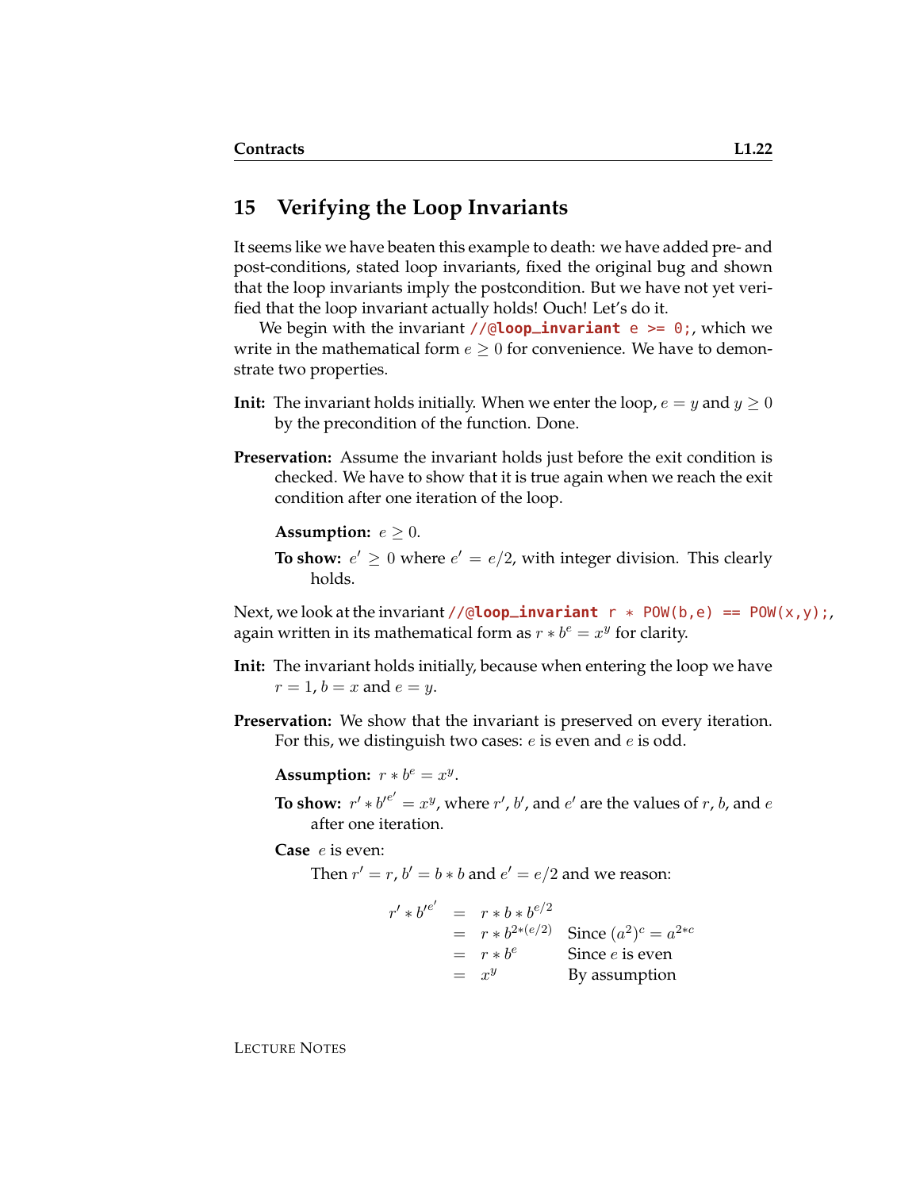## 15 Verifying the Loop Invariants

It seems like we have beaten this example to death: we have added pre- and post-conditions, stated loop invariants, fixed the original bug and shown that the loop invariants imply the postcondition. But we have not yet verified that the loop invariant actually holds! Ouch! Let's do it.

We begin with the invariant `//@loop_invariant e >= 0;`, which we write in the mathematical form $e \geq 0$ for convenience. We have to demonstrate two properties.

**Init:** The invariant holds initially. When we enter the loop, $e = y$ and $y \geq 0$ by the precondition of the function. Done.

**Preservation:** Assume the invariant holds just before the exit condition is checked. We have to show that it is true again when we reach the exit condition after one iteration of the loop.

**Assumption:** $e \geq 0$.

**To show:** $e' \geq 0$ where $e' = e/2$, with integer division. This clearly holds.

Next, we look at the invariant `//@loop_invariant r * POW(b,e) == POW(x,y);`, again written in its mathematical form as $r * b^e = x^y$ for clarity.

**Init:** The invariant holds initially, because when entering the loop we have $r = 1$, $b = x$ and $e = y$.

**Preservation:** We show that the invariant is preserved on every iteration. For this, we distinguish two cases: $e$ is even and $e$ is odd.

**Assumption:** $r * b^e = x^y$.

**To show:** $r' * b'^{e'} = x^y$, where $r'$, $b'$, and $e'$ are the values of $r$, $b$, and $e$ after one iteration.

**Case** $e$ is even:

Then $r' = r$, $b' = b * b$ and $e' = e/2$ and we reason:

$$
\begin{array}{rcll}
r' * b'^{e'} & = & r * b * b^{e/2} & \\
 & = & r * b^{2*(e/2)} & \text{Since } (a^2)^c = a^{2*c} \\
 & = & r * b^e & \text{Since } e \text{ is even} \\
 & = & x^y & \text{By assumption}
\end{array}
$$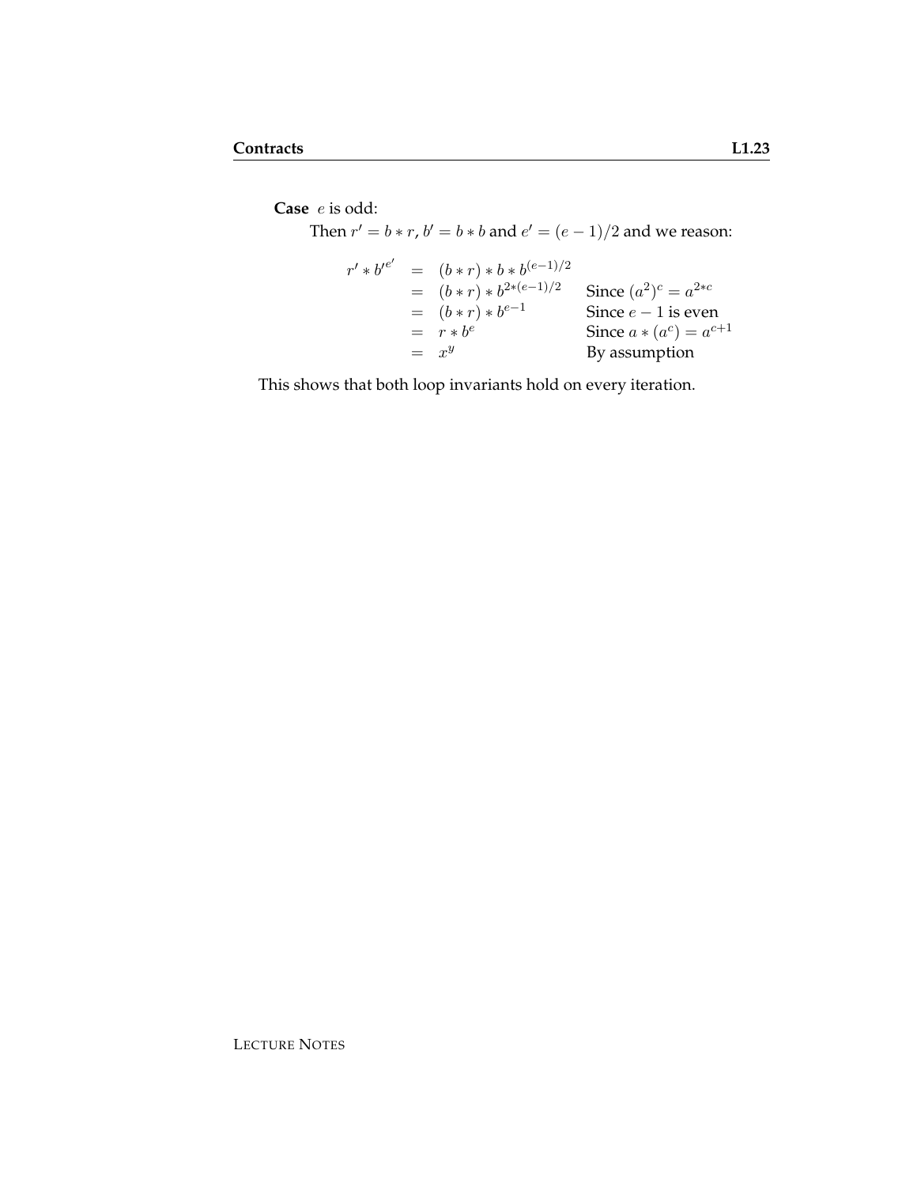**Case** $e$ is odd:

Then $r' = b * r$, $b' = b * b$ and $e' = (e-1)/2$ and we reason:

$$
\begin{array}{rcll}
r' * {b'}^{e'} & = & (b * r) * b * b^{(e-1)/2} & \\
& = & (b * r) * b^{2*(e-1)/2} & \text{Since } (a^2)^c = a^{2*c} \\
& = & (b * r) * b^{e-1} & \text{Since } e-1 \text{ is even} \\
& = & r * b^e & \text{Since } a * (a^c) = a^{c+1} \\
& = & x^y & \text{By assumption}
\end{array}
$$

This shows that both loop invariants hold on every iteration.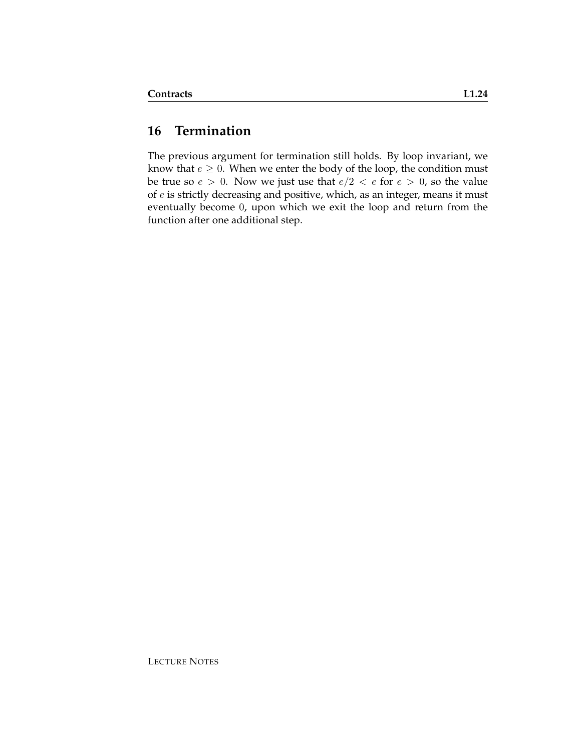## 16 Termination

The previous argument for termination still holds. By loop invariant, we know that $e \geq 0$. When we enter the body of the loop, the condition must be true so $e > 0$. Now we just use that $e/2 < e$ for $e > 0$, so the value of $e$ is strictly decreasing and positive, which, as an integer, means it must eventually become $0$, upon which we exit the loop and return from the function after one additional step.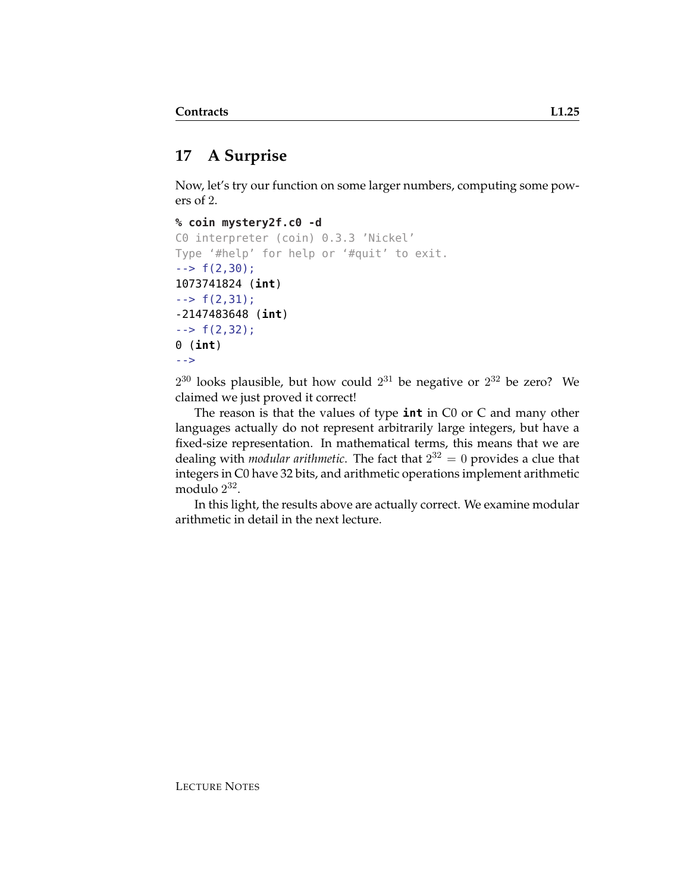## 17 A Surprise

Now, let's try our function on some larger numbers, computing some powers of 2.

```
% coin mystery2f.c0 -d
C0 interpreter (coin) 0.3.3 'Nickel'
Type '#help' for help or '#quit' to exit.
--> f(2,30);
1073741824 (int)
--> f(2,31);
-2147483648 (int)
--> f(2,32);
0 (int)
-->
```

$2^{30}$ looks plausible, but how could $2^{31}$ be negative or $2^{32}$ be zero? We claimed we just proved it correct!

The reason is that the values of type **int** in C0 or C and many other languages actually do not represent arbitrarily large integers, but have a fixed-size representation. In mathematical terms, this means that we are dealing with *modular arithmetic*. The fact that $2^{32} = 0$ provides a clue that integers in C0 have 32 bits, and arithmetic operations implement arithmetic modulo $2^{32}$.

In this light, the results above are actually correct. We examine modular arithmetic in detail in the next lecture.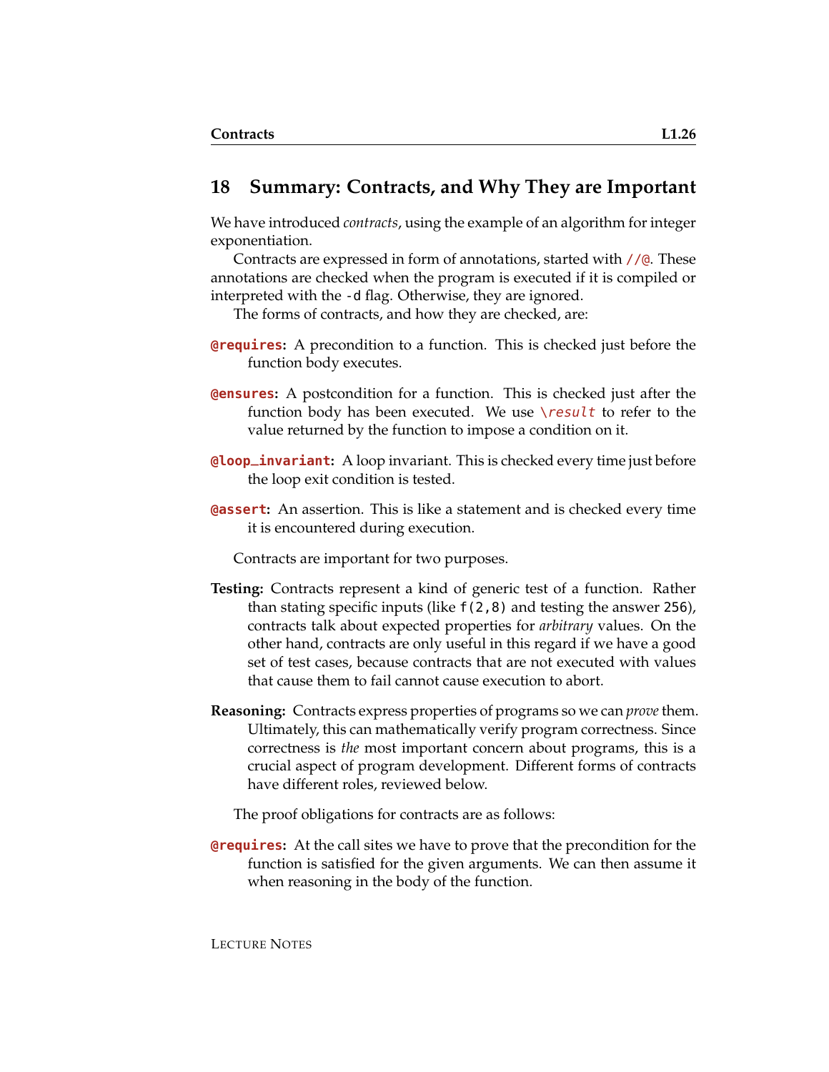## 18 Summary: Contracts, and Why They are Important

We have introduced *contracts*, using the example of an algorithm for integer exponentiation.

Contracts are expressed in form of annotations, started with `//@`. These annotations are checked when the program is executed if it is compiled or interpreted with the `-d` flag. Otherwise, they are ignored.

The forms of contracts, and how they are checked, are:

**`@requires`:** A precondition to a function. This is checked just before the function body executes.

**`@ensures`:** A postcondition for a function. This is checked just after the function body has been executed. We use `\result` to refer to the value returned by the function to impose a condition on it.

**`@loop_invariant`:** A loop invariant. This is checked every time just before the loop exit condition is tested.

**`@assert`:** An assertion. This is like a statement and is checked every time it is encountered during execution.

Contracts are important for two purposes.

**Testing:** Contracts represent a kind of generic test of a function. Rather than stating specific inputs (like `f(2,8)` and testing the answer `256`), contracts talk about expected properties for *arbitrary* values. On the other hand, contracts are only useful in this regard if we have a good set of test cases, because contracts that are not executed with values that cause them to fail cannot cause execution to abort.

**Reasoning:** Contracts express properties of programs so we can *prove* them. Ultimately, this can mathematically verify program correctness. Since correctness is *the* most important concern about programs, this is a crucial aspect of program development. Different forms of contracts have different roles, reviewed below.

The proof obligations for contracts are as follows:

**`@requires`:** At the call sites we have to prove that the precondition for the function is satisfied for the given arguments. We can then assume it when reasoning in the body of the function.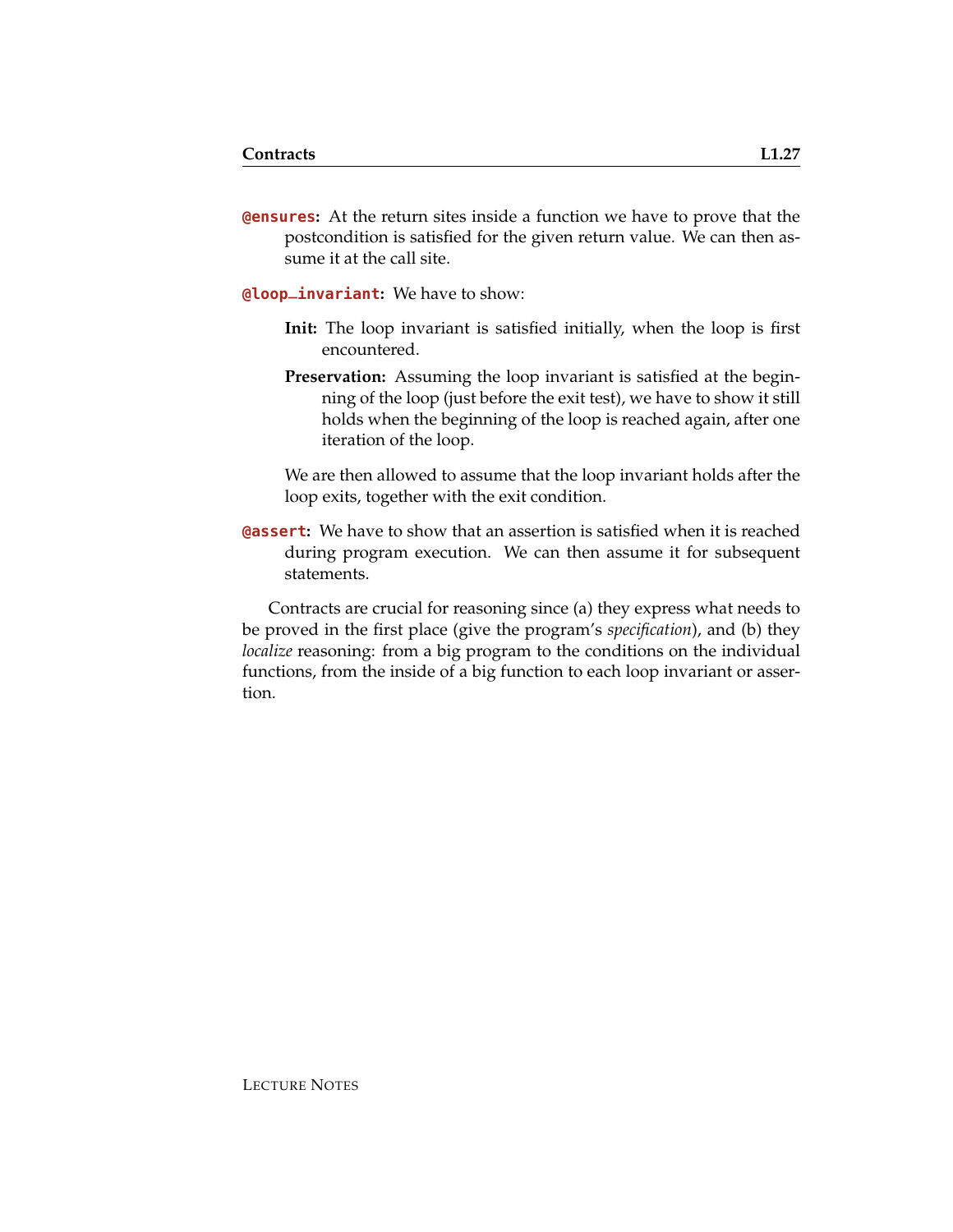**`@ensures`:** At the return sites inside a function we have to prove that the postcondition is satisfied for the given return value. We can then assume it at the call site.

**`@loop_invariant`:** We have to show:

- **Init:** The loop invariant is satisfied initially, when the loop is first encountered.
- **Preservation:** Assuming the loop invariant is satisfied at the beginning of the loop (just before the exit test), we have to show it still holds when the beginning of the loop is reached again, after one iteration of the loop.

  We are then allowed to assume that the loop invariant holds after the loop exits, together with the exit condition.

**`@assert`:** We have to show that an assertion is satisfied when it is reached during program execution. We can then assume it for subsequent statements.

Contracts are crucial for reasoning since (a) they express what needs to be proved in the first place (give the program's *specification*), and (b) they *localize* reasoning: from a big program to the conditions on the individual functions, from the inside of a big function to each loop invariant or assertion.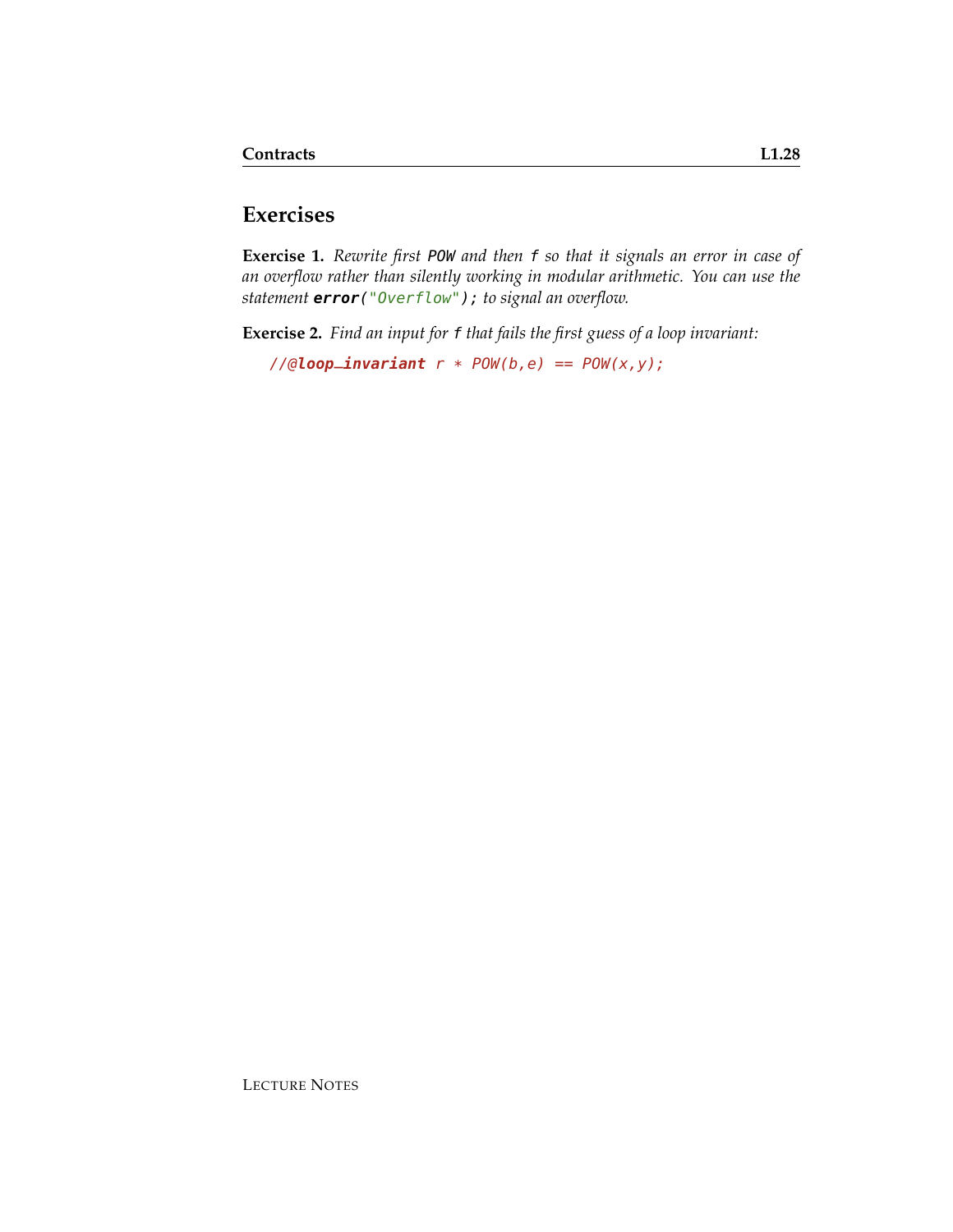## Exercises

**Exercise 1.** *Rewrite first `POW` and then `f` so that it signals an error in case of an overflow rather than silently working in modular arithmetic. You can use the statement `error("Overflow");` to signal an overflow.*

**Exercise 2.** *Find an input for `f` that fails the first guess of a loop invariant:*

```
//@loop_invariant r * POW(b,e) == POW(x,y);
```